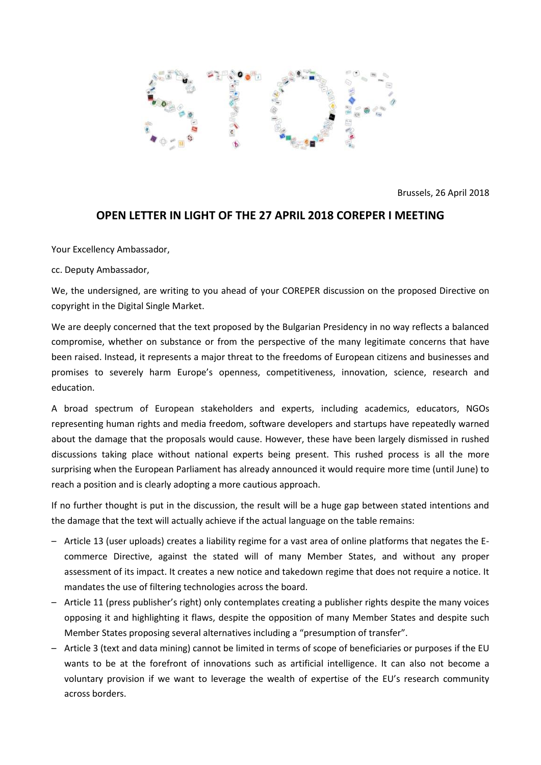Brussels, 26 April 2018

## OPEN LETTER IN LIGHT OF THE 27 APRIL 2018 COREPER I MEETING

Your Excellency Ambassador,

cc. Deputy Ambassador,

We, the undersigned, are writing to you ahead of your COREPER discussion on the proposed Directive on copyright in the Digital Single Market.

We are deeply concerned that the text proposed by the Bulgarian Presidency in no way reflects a balanced compromise, whether on substance or from the perspective of the many legitimate concerns that have been raised. Instead, it represents a major threat to the freedoms of European citizens and businesses and promises to severely harm Europe's openness, competitiveness, innovation, science, research and education.

A broad spectrum of European stakeholders and experts, including academics, educators, NGOs representing human rights and media freedom, software developers and startups have repeatedly warned about the damage that the proposals would cause. However, these have been largely dismissed in rushed discussions taking place without national experts being present. This rushed process is all the more surprising when the European Parliament has already announced it would require more time (until June) to reach a position and is clearly adopting a more cautious approach.

If no further thought is put in the discussion, the result will be a huge gap between stated intentions and the damage that the text will actually achieve if the actual language on the table remains:

- Article 13 (user uploads) creates a liability regime for a vast area of online platforms that negates the E-commerce Directive, against the stated will of many Member States, and without any proper assessment of its impact. It creates a new notice and takedown regime that does not require a notice. It mandates the use of filtering technologies across the board.
- Article 11 (press publisher's right) only contemplates creating a publisher rights despite the many voices opposing it and highlighting it flaws, despite the opposition of many Member States and despite such Member States proposing several alternatives including a "presumption of transfer".
- Article 3 (text and data mining) cannot be limited in terms of scope of beneficiaries or purposes if the EU wants to be at the forefront of innovations such as artificial intelligence. It can also not become a voluntary provision if we want to leverage the wealth of expertise of the EU's research community across borders.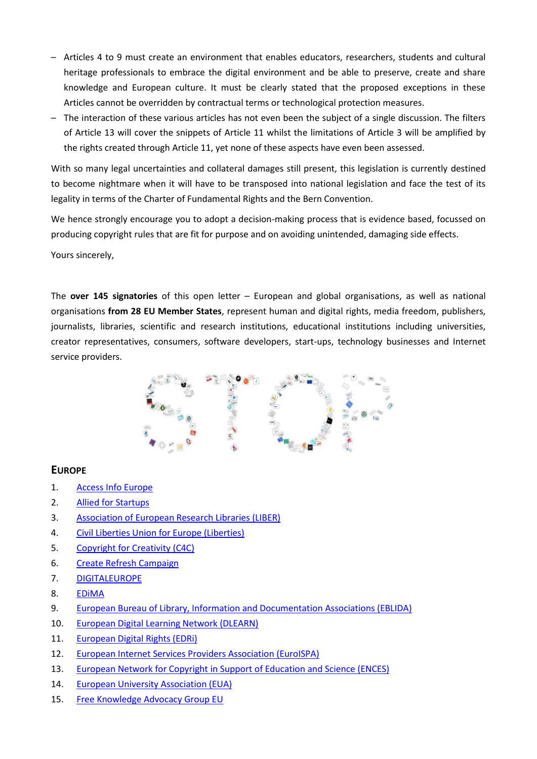- Articles 4 to 9 must create an environment that enables educators, researchers, students and cultural heritage professionals to embrace the digital environment and be able to preserve, create and share knowledge and European culture. It must be clearly stated that the proposed exceptions in these Articles cannot be overridden by contractual terms or technological protection measures.
- The interaction of these various articles has not even been the subject of a single discussion. The filters of Article 13 will cover the snippets of Article 11 whilst the limitations of Article 3 will be amplified by the rights created through Article 11, yet none of these aspects have even been assessed.

With so many legal uncertainties and collateral damages still present, this legislation is currently destined to become nightmare when it will have to be transposed into national legislation and face the test of its legality in terms of the Charter of Fundamental Rights and the Bern Convention.

We hence strongly encourage you to adopt a decision-making process that is evidence based, focussed on producing copyright rules that are fit for purpose and on avoiding unintended, damaging side effects.

Yours sincerely,

The **over 145 signatories** of this open letter – European and global organisations, as well as national organisations **from 28 EU Member States**, represent human and digital rights, media freedom, publishers, journalists, libraries, scientific and research institutions, educational institutions including universities, creator representatives, consumers, software developers, start-ups, technology businesses and Internet service providers.

## Europe

1. Access Info Europe
2. Allied for Startups
3. Association of European Research Libraries (LIBER)
4. Civil Liberties Union for Europe (Liberties)
5. Copyright for Creativity (C4C)
6. Create Refresh Campaign
7. DIGITALEUROPE
8. EDiMA
9. European Bureau of Library, Information and Documentation Associations (EBLIDA)
10. European Digital Learning Network (DLEARN)
11. European Digital Rights (EDRi)
12. European Internet Services Providers Association (EuroISPA)
13. European Network for Copyright in Support of Education and Science (ENCES)
14. European University Association (EUA)
15. Free Knowledge Advocacy Group EU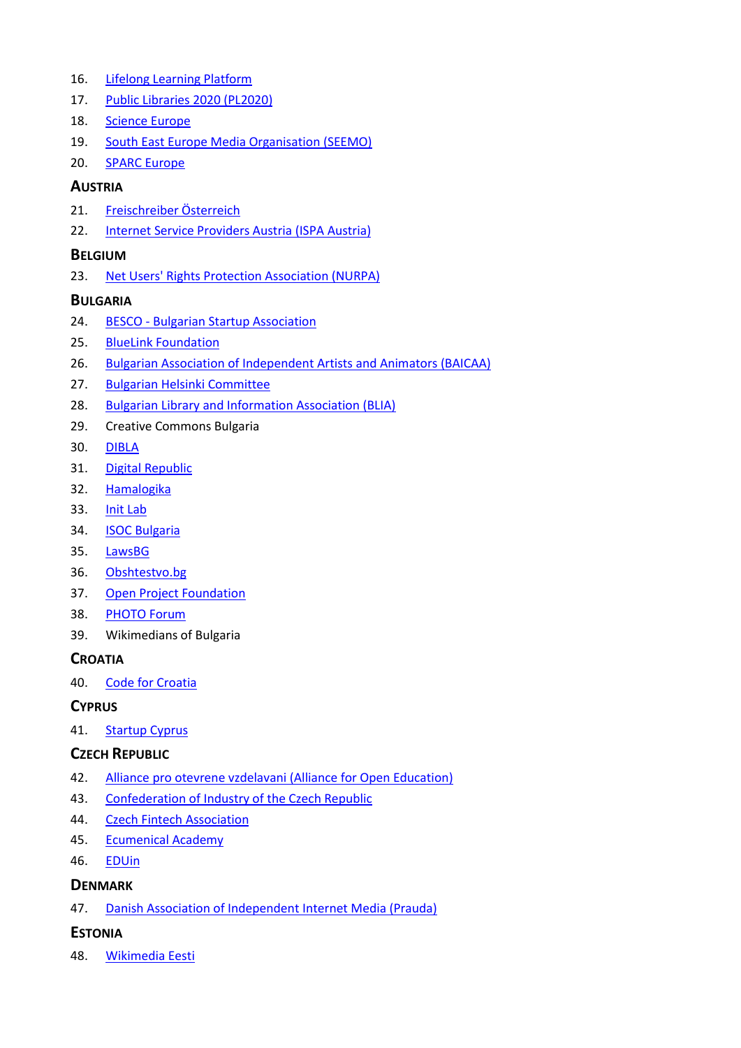16. Lifelong Learning Platform
17. Public Libraries 2020 (PL2020)
18. Science Europe
19. South East Europe Media Organisation (SEEMO)
20. SPARC Europe

## Austria

21. Freischreiber Österreich
22. Internet Service Providers Austria (ISPA Austria)

## Belgium

23. Net Users' Rights Protection Association (NURPA)

## Bulgaria

24. BESCO - Bulgarian Startup Association
25. BlueLink Foundation
26. Bulgarian Association of Independent Artists and Animators (BAICAA)
27. Bulgarian Helsinki Committee
28. Bulgarian Library and Information Association (BLIA)
29. Creative Commons Bulgaria
30. DIBLA
31. Digital Republic
32. Hamalogika
33. Init Lab
34. ISOC Bulgaria
35. LawsBG
36. Obshtestvo.bg
37. Open Project Foundation
38. PHOTO Forum
39. Wikimedians of Bulgaria

## Croatia

40. Code for Croatia

## Cyprus

41. Startup Cyprus

## Czech Republic

42. Alliance pro otevrene vzdelavani (Alliance for Open Education)
43. Confederation of Industry of the Czech Republic
44. Czech Fintech Association
45. Ecumenical Academy
46. EDUin

## Denmark

47. Danish Association of Independent Internet Media (Prauda)

## Estonia

48. Wikimedia Eesti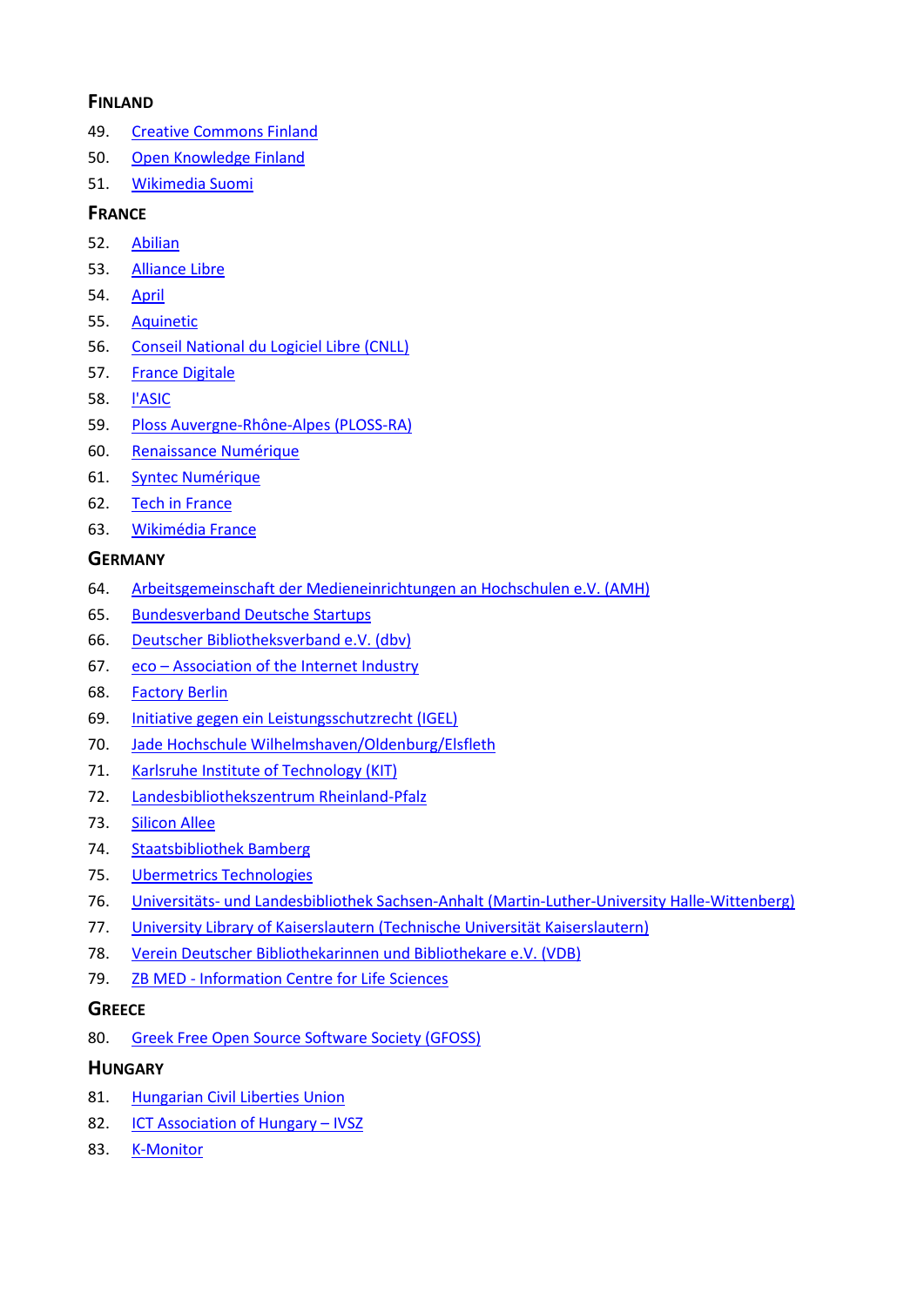### Finland

49. Creative Commons Finland
50. Open Knowledge Finland
51. Wikimedia Suomi

### France

52. Abilian
53. Alliance Libre
54. April
55. Aquinetic
56. Conseil National du Logiciel Libre (CNLL)
57. France Digitale
58. l'ASIC
59. Ploss Auvergne-Rhône-Alpes (PLOSS-RA)
60. Renaissance Numérique
61. Syntec Numérique
62. Tech in France
63. Wikimédia France

### Germany

64. Arbeitsgemeinschaft der Medieneinrichtungen an Hochschulen e.V. (AMH)
65. Bundesverband Deutsche Startups
66. Deutscher Bibliotheksverband e.V. (dbv)
67. eco – Association of the Internet Industry
68. Factory Berlin
69. Initiative gegen ein Leistungsschutzrecht (IGEL)
70. Jade Hochschule Wilhelmshaven/Oldenburg/Elsfleth
71. Karlsruhe Institute of Technology (KIT)
72. Landesbibliothekszentrum Rheinland-Pfalz
73. Silicon Allee
74. Staatsbibliothek Bamberg
75. Ubermetrics Technologies
76. Universitäts- und Landesbibliothek Sachsen-Anhalt (Martin-Luther-University Halle-Wittenberg)
77. University Library of Kaiserslautern (Technische Universität Kaiserslautern)
78. Verein Deutscher Bibliothekarinnen und Bibliothekare e.V. (VDB)
79. ZB MED - Information Centre for Life Sciences

### Greece

80. Greek Free Open Source Software Society (GFOSS)

### Hungary

81. Hungarian Civil Liberties Union
82. ICT Association of Hungary – IVSZ
83. K-Monitor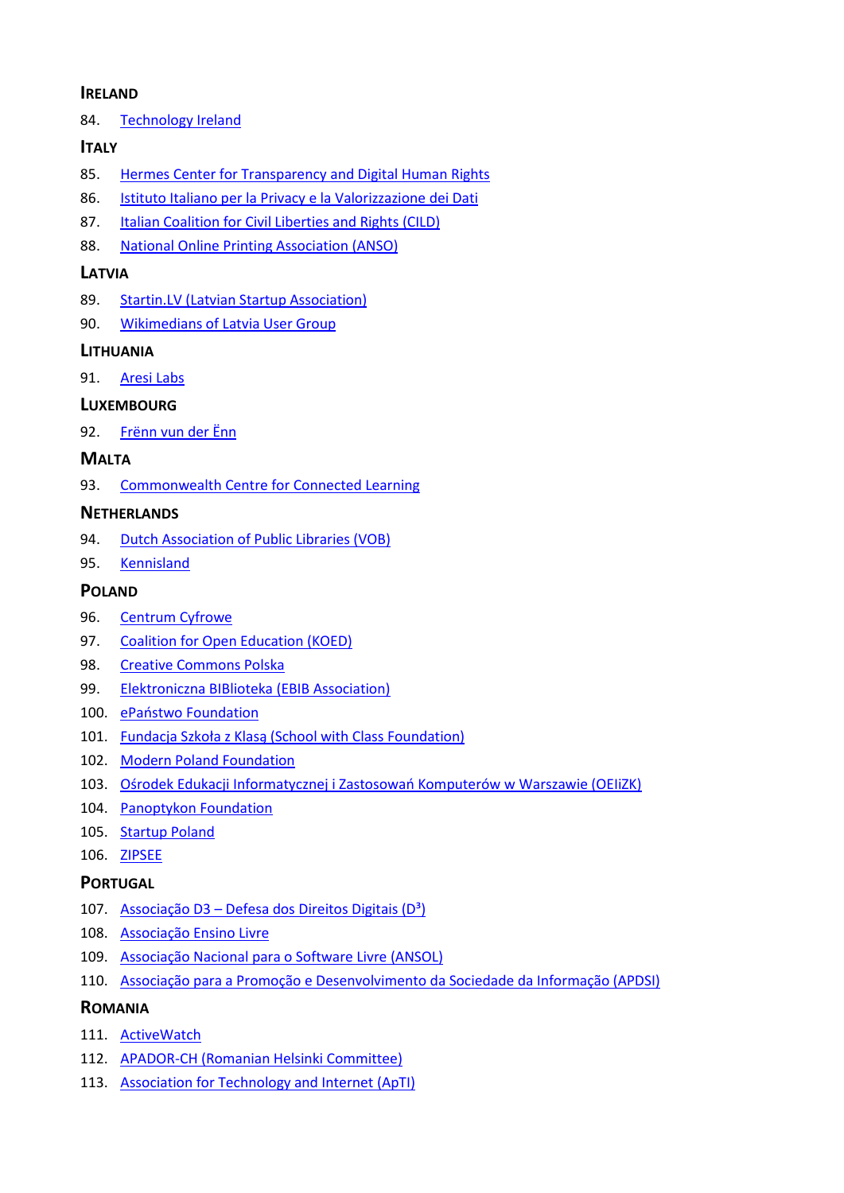### Ireland

84. Technology Ireland

### Italy

85. Hermes Center for Transparency and Digital Human Rights
86. Istituto Italiano per la Privacy e la Valorizzazione dei Dati
87. Italian Coalition for Civil Liberties and Rights (CILD)
88. National Online Printing Association (ANSO)

### Latvia

89. Startin.LV (Latvian Startup Association)
90. Wikimedians of Latvia User Group

### Lithuania

91. Aresi Labs

### Luxembourg

92. Frënn vun der Ënn

### Malta

93. Commonwealth Centre for Connected Learning

### Netherlands

94. Dutch Association of Public Libraries (VOB)
95. Kennisland

### Poland

96. Centrum Cyfrowe
97. Coalition for Open Education (KOED)
98. Creative Commons Polska
99. Elektroniczna BIBlioteka (EBIB Association)
100. ePaństwo Foundation
101. Fundacja Szkoła z Klasą (School with Class Foundation)
102. Modern Poland Foundation
103. Ośrodek Edukacji Informatycznej i Zastosowań Komputerów w Warszawie (OEIiZK)
104. Panoptykon Foundation
105. Startup Poland
106. ZIPSEE

### Portugal

107. Associação D3 – Defesa dos Direitos Digitais (D³)
108. Associação Ensino Livre
109. Associação Nacional para o Software Livre (ANSOL)
110. Associação para a Promoção e Desenvolvimento da Sociedade da Informação (APDSI)

### Romania

111. ActiveWatch
112. APADOR-CH (Romanian Helsinki Committee)
113. Association for Technology and Internet (ApTI)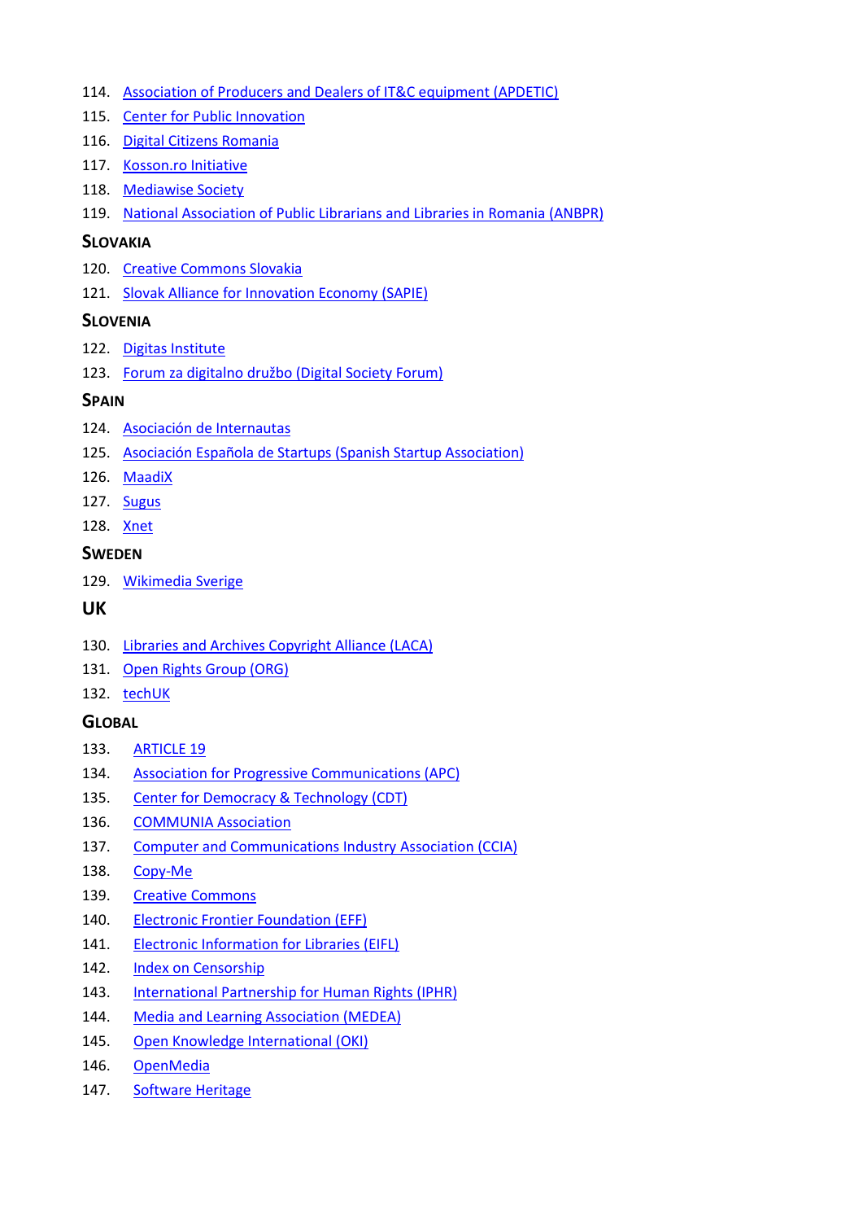114. Association of Producers and Dealers of IT&C equipment (APDETIC)
115. Center for Public Innovation
116. Digital Citizens Romania
117. Kosson.ro Initiative
118. Mediawise Society
119. National Association of Public Librarians and Libraries in Romania (ANBPR)

## Slovakia

120. Creative Commons Slovakia
121. Slovak Alliance for Innovation Economy (SAPIE)

## Slovenia

122. Digitas Institute
123. Forum za digitalno družbo (Digital Society Forum)

## Spain

124. Asociación de Internautas
125. Asociación Española de Startups (Spanish Startup Association)
126. MaadiX
127. Sugus
128. Xnet

## Sweden

129. Wikimedia Sverige

## UK

130. Libraries and Archives Copyright Alliance (LACA)
131. Open Rights Group (ORG)
132. techUK

## Global

133. ARTICLE 19
134. Association for Progressive Communications (APC)
135. Center for Democracy & Technology (CDT)
136. COMMUNIA Association
137. Computer and Communications Industry Association (CCIA)
138. Copy-Me
139. Creative Commons
140. Electronic Frontier Foundation (EFF)
141. Electronic Information for Libraries (EIFL)
142. Index on Censorship
143. International Partnership for Human Rights (IPHR)
144. Media and Learning Association (MEDEA)
145. Open Knowledge International (OKI)
146. OpenMedia
147. Software Heritage